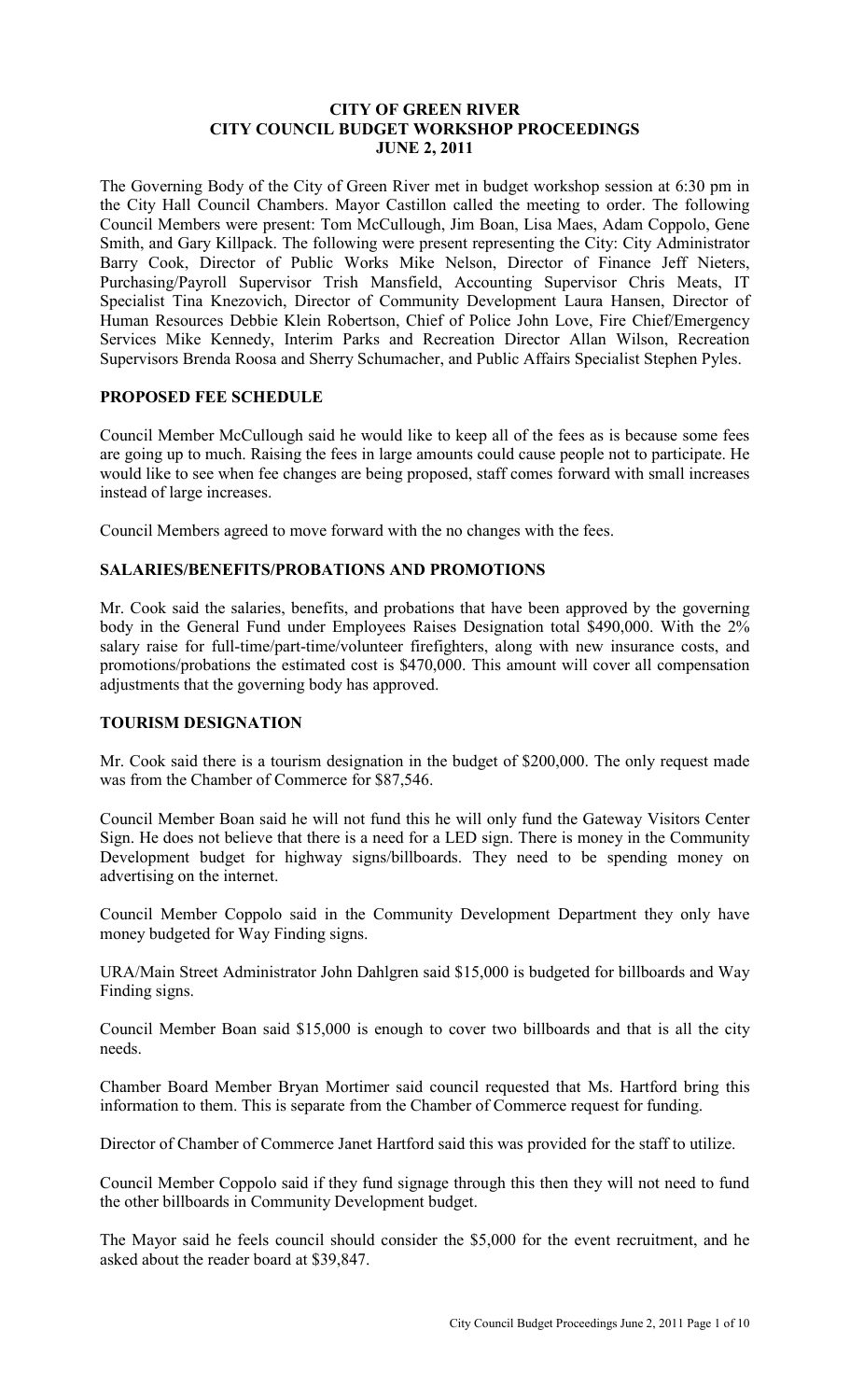# CITY OF GREEN RIVER
# CITY COUNCIL BUDGET WORKSHOP PROCEEDINGS
# JUNE 2, 2011

The Governing Body of the City of Green River met in budget workshop session at 6:30 pm in the City Hall Council Chambers. Mayor Castillon called the meeting to order. The following Council Members were present: Tom McCullough, Jim Boan, Lisa Maes, Adam Coppolo, Gene Smith, and Gary Killpack. The following were present representing the City: City Administrator Barry Cook, Director of Public Works Mike Nelson, Director of Finance Jeff Nieters, Purchasing/Payroll Supervisor Trish Mansfield, Accounting Supervisor Chris Meats, IT Specialist Tina Knezovich, Director of Community Development Laura Hansen, Director of Human Resources Debbie Klein Robertson, Chief of Police John Love, Fire Chief/Emergency Services Mike Kennedy, Interim Parks and Recreation Director Allan Wilson, Recreation Supervisors Brenda Roosa and Sherry Schumacher, and Public Affairs Specialist Stephen Pyles.

## PROPOSED FEE SCHEDULE

Council Member McCullough said he would like to keep all of the fees as is because some fees are going up to much. Raising the fees in large amounts could cause people not to participate. He would like to see when fee changes are being proposed, staff comes forward with small increases instead of large increases.

Council Members agreed to move forward with the no changes with the fees.

## SALARIES/BENEFITS/PROBATIONS AND PROMOTIONS

Mr. Cook said the salaries, benefits, and probations that have been approved by the governing body in the General Fund under Employees Raises Designation total $490,000. With the 2% salary raise for full-time/part-time/volunteer firefighters, along with new insurance costs, and promotions/probations the estimated cost is $470,000. This amount will cover all compensation adjustments that the governing body has approved.

## TOURISM DESIGNATION

Mr. Cook said there is a tourism designation in the budget of $200,000. The only request made was from the Chamber of Commerce for $87,546.

Council Member Boan said he will not fund this he will only fund the Gateway Visitors Center Sign. He does not believe that there is a need for a LED sign. There is money in the Community Development budget for highway signs/billboards. They need to be spending money on advertising on the internet.

Council Member Coppolo said in the Community Development Department they only have money budgeted for Way Finding signs.

URA/Main Street Administrator John Dahlgren said $15,000 is budgeted for billboards and Way Finding signs.

Council Member Boan said $15,000 is enough to cover two billboards and that is all the city needs.

Chamber Board Member Bryan Mortimer said council requested that Ms. Hartford bring this information to them. This is separate from the Chamber of Commerce request for funding.

Director of Chamber of Commerce Janet Hartford said this was provided for the staff to utilize.

Council Member Coppolo said if they fund signage through this then they will not need to fund the other billboards in Community Development budget.

The Mayor said he feels council should consider the $5,000 for the event recruitment, and he asked about the reader board at $39,847.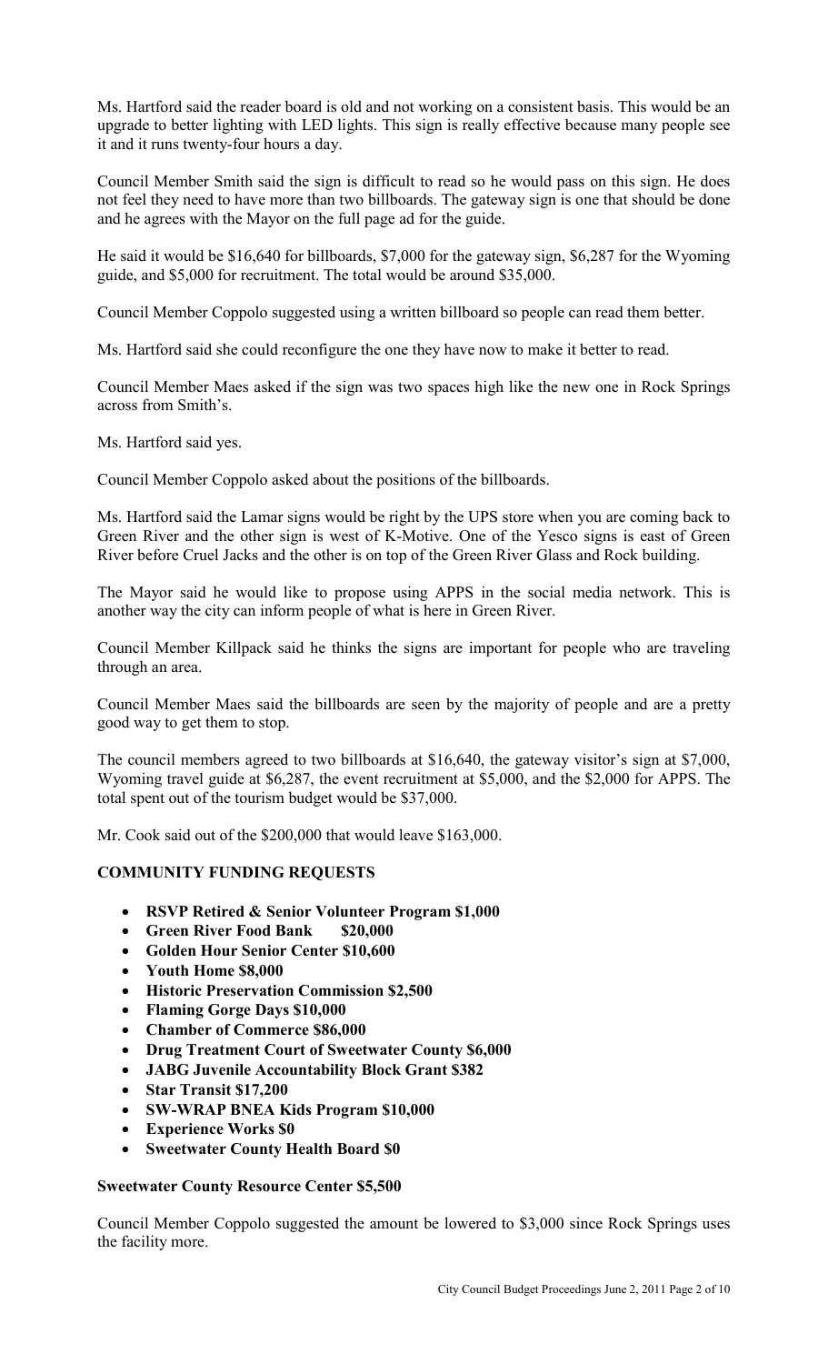Ms. Hartford said the reader board is old and not working on a consistent basis. This would be an upgrade to better lighting with LED lights. This sign is really effective because many people see it and it runs twenty-four hours a day.

Council Member Smith said the sign is difficult to read so he would pass on this sign. He does not feel they need to have more than two billboards. The gateway sign is one that should be done and he agrees with the Mayor on the full page ad for the guide.

He said it would be $16,640 for billboards, $7,000 for the gateway sign, $6,287 for the Wyoming guide, and $5,000 for recruitment. The total would be around $35,000.

Council Member Coppolo suggested using a written billboard so people can read them better.

Ms. Hartford said she could reconfigure the one they have now to make it better to read.

Council Member Maes asked if the sign was two spaces high like the new one in Rock Springs across from Smith's.

Ms. Hartford said yes.

Council Member Coppolo asked about the positions of the billboards.

Ms. Hartford said the Lamar signs would be right by the UPS store when you are coming back to Green River and the other sign is west of K-Motive. One of the Yesco signs is east of Green River before Cruel Jacks and the other is on top of the Green River Glass and Rock building.

The Mayor said he would like to propose using APPS in the social media network. This is another way the city can inform people of what is here in Green River.

Council Member Killpack said he thinks the signs are important for people who are traveling through an area.

Council Member Maes said the billboards are seen by the majority of people and are a pretty good way to get them to stop.

The council members agreed to two billboards at $16,640, the gateway visitor's sign at $7,000, Wyoming travel guide at $6,287, the event recruitment at $5,000, and the $2,000 for APPS. The total spent out of the tourism budget would be $37,000.

Mr. Cook said out of the $200,000 that would leave $163,000.

**COMMUNITY FUNDING REQUESTS**

- **RSVP Retired & Senior Volunteer Program $1,000**
- **Green River Food Bank $20,000**
- **Golden Hour Senior Center $10,600**
- **Youth Home $8,000**
- **Historic Preservation Commission $2,500**
- **Flaming Gorge Days $10,000**
- **Chamber of Commerce $86,000**
- **Drug Treatment Court of Sweetwater County $6,000**
- **JABG Juvenile Accountability Block Grant $382**
- **Star Transit $17,200**
- **SW-WRAP BNEA Kids Program $10,000**
- **Experience Works $0**
- **Sweetwater County Health Board $0**

**Sweetwater County Resource Center $5,500**

Council Member Coppolo suggested the amount be lowered to $3,000 since Rock Springs uses the facility more.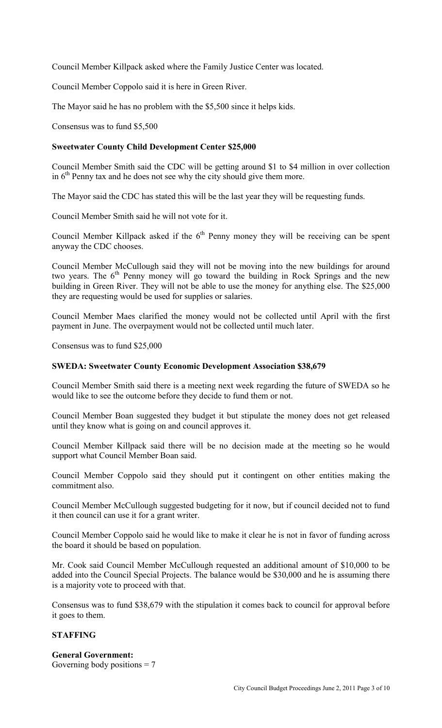Council Member Killpack asked where the Family Justice Center was located.

Council Member Coppolo said it is here in Green River.

The Mayor said he has no problem with the $5,500 since it helps kids.

Consensus was to fund $5,500

**Sweetwater County Child Development Center $25,000**

Council Member Smith said the CDC will be getting around $1 to $4 million in over collection in 6th Penny tax and he does not see why the city should give them more.

The Mayor said the CDC has stated this will be the last year they will be requesting funds.

Council Member Smith said he will not vote for it.

Council Member Killpack asked if the 6th Penny money they will be receiving can be spent anyway the CDC chooses.

Council Member McCullough said they will not be moving into the new buildings for around two years. The 6th Penny money will go toward the building in Rock Springs and the new building in Green River. They will not be able to use the money for anything else. The $25,000 they are requesting would be used for supplies or salaries.

Council Member Maes clarified the money would not be collected until April with the first payment in June. The overpayment would not be collected until much later.

Consensus was to fund $25,000

**SWEDA: Sweetwater County Economic Development Association $38,679**

Council Member Smith said there is a meeting next week regarding the future of SWEDA so he would like to see the outcome before they decide to fund them or not.

Council Member Boan suggested they budget it but stipulate the money does not get released until they know what is going on and council approves it.

Council Member Killpack said there will be no decision made at the meeting so he would support what Council Member Boan said.

Council Member Coppolo said they should put it contingent on other entities making the commitment also.

Council Member McCullough suggested budgeting for it now, but if council decided not to fund it then council can use it for a grant writer.

Council Member Coppolo said he would like to make it clear he is not in favor of funding across the board it should be based on population.

Mr. Cook said Council Member McCullough requested an additional amount of $10,000 to be added into the Council Special Projects. The balance would be $30,000 and he is assuming there is a majority vote to proceed with that.

Consensus was to fund $38,679 with the stipulation it comes back to council for approval before it goes to them.

**STAFFING**

**General Government:**
Governing body positions = 7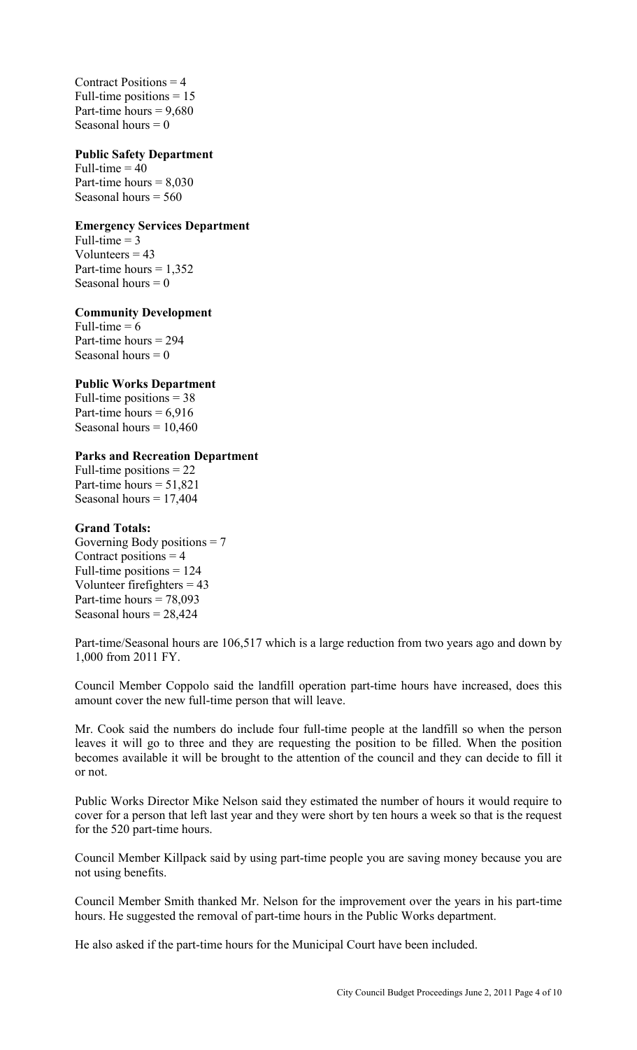Contract Positions = 4
Full-time positions = 15
Part-time hours = 9,680
Seasonal hours = 0

**Public Safety Department**
Full-time = 40
Part-time hours = 8,030
Seasonal hours = 560

**Emergency Services Department**
Full-time = 3
Volunteers = 43
Part-time hours = 1,352
Seasonal hours = 0

**Community Development**
Full-time = 6
Part-time hours = 294
Seasonal hours = 0

**Public Works Department**
Full-time positions = 38
Part-time hours = 6,916
Seasonal hours = 10,460

**Parks and Recreation Department**
Full-time positions = 22
Part-time hours = 51,821
Seasonal hours = 17,404

**Grand Totals:**
Governing Body positions = 7
Contract positions = 4
Full-time positions = 124
Volunteer firefighters = 43
Part-time hours = 78,093
Seasonal hours = 28,424

Part-time/Seasonal hours are 106,517 which is a large reduction from two years ago and down by 1,000 from 2011 FY.

Council Member Coppolo said the landfill operation part-time hours have increased, does this amount cover the new full-time person that will leave.

Mr. Cook said the numbers do include four full-time people at the landfill so when the person leaves it will go to three and they are requesting the position to be filled. When the position becomes available it will be brought to the attention of the council and they can decide to fill it or not.

Public Works Director Mike Nelson said they estimated the number of hours it would require to cover for a person that left last year and they were short by ten hours a week so that is the request for the 520 part-time hours.

Council Member Killpack said by using part-time people you are saving money because you are not using benefits.

Council Member Smith thanked Mr. Nelson for the improvement over the years in his part-time hours. He suggested the removal of part-time hours in the Public Works department.

He also asked if the part-time hours for the Municipal Court have been included.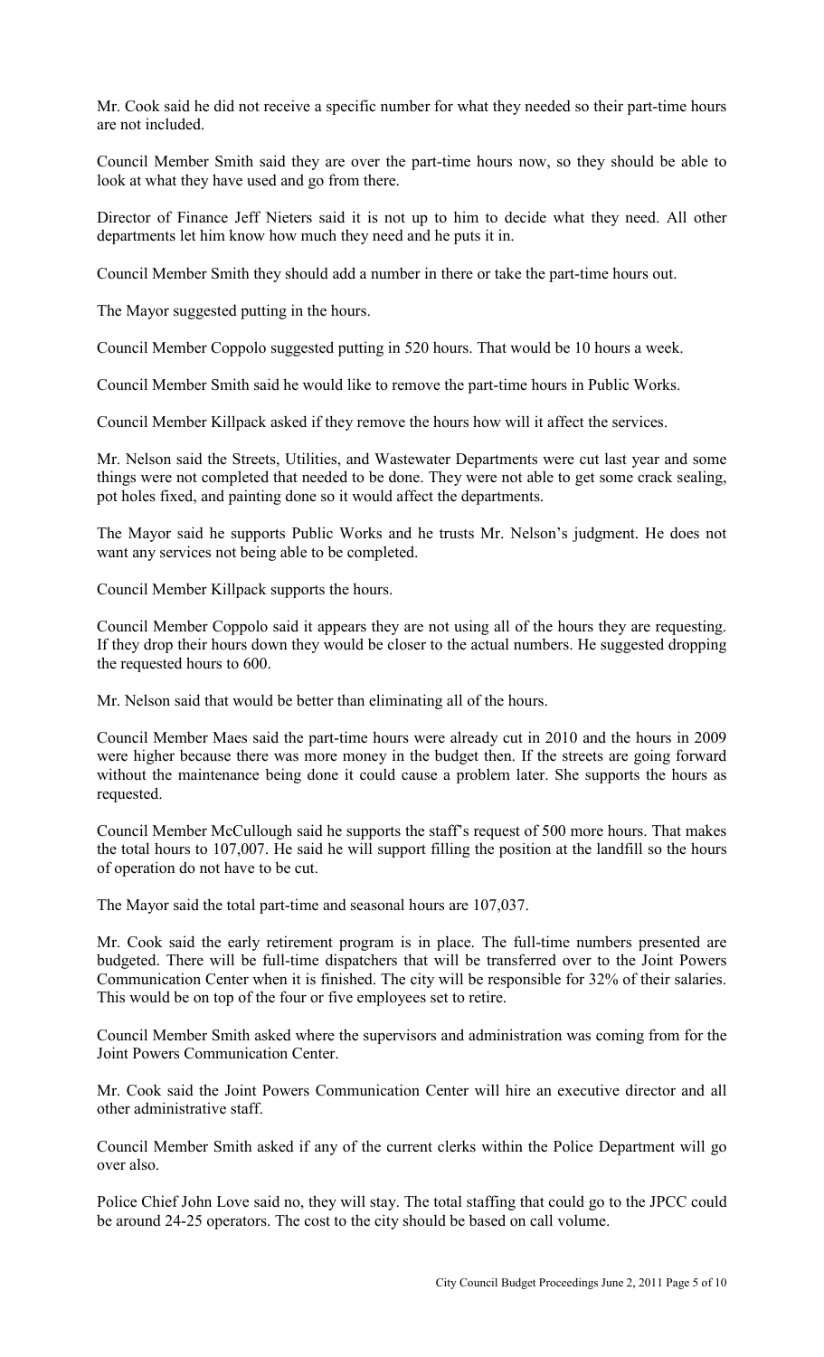Mr. Cook said he did not receive a specific number for what they needed so their part-time hours are not included.

Council Member Smith said they are over the part-time hours now, so they should be able to look at what they have used and go from there.

Director of Finance Jeff Nieters said it is not up to him to decide what they need. All other departments let him know how much they need and he puts it in.

Council Member Smith they should add a number in there or take the part-time hours out.

The Mayor suggested putting in the hours.

Council Member Coppolo suggested putting in 520 hours. That would be 10 hours a week.

Council Member Smith said he would like to remove the part-time hours in Public Works.

Council Member Killpack asked if they remove the hours how will it affect the services.

Mr. Nelson said the Streets, Utilities, and Wastewater Departments were cut last year and some things were not completed that needed to be done. They were not able to get some crack sealing, pot holes fixed, and painting done so it would affect the departments.

The Mayor said he supports Public Works and he trusts Mr. Nelson's judgment. He does not want any services not being able to be completed.

Council Member Killpack supports the hours.

Council Member Coppolo said it appears they are not using all of the hours they are requesting. If they drop their hours down they would be closer to the actual numbers. He suggested dropping the requested hours to 600.

Mr. Nelson said that would be better than eliminating all of the hours.

Council Member Maes said the part-time hours were already cut in 2010 and the hours in 2009 were higher because there was more money in the budget then. If the streets are going forward without the maintenance being done it could cause a problem later. She supports the hours as requested.

Council Member McCullough said he supports the staff's request of 500 more hours. That makes the total hours to 107,007. He said he will support filling the position at the landfill so the hours of operation do not have to be cut.

The Mayor said the total part-time and seasonal hours are 107,037.

Mr. Cook said the early retirement program is in place. The full-time numbers presented are budgeted. There will be full-time dispatchers that will be transferred over to the Joint Powers Communication Center when it is finished. The city will be responsible for 32% of their salaries. This would be on top of the four or five employees set to retire.

Council Member Smith asked where the supervisors and administration was coming from for the Joint Powers Communication Center.

Mr. Cook said the Joint Powers Communication Center will hire an executive director and all other administrative staff.

Council Member Smith asked if any of the current clerks within the Police Department will go over also.

Police Chief John Love said no, they will stay. The total staffing that could go to the JPCC could be around 24-25 operators. The cost to the city should be based on call volume.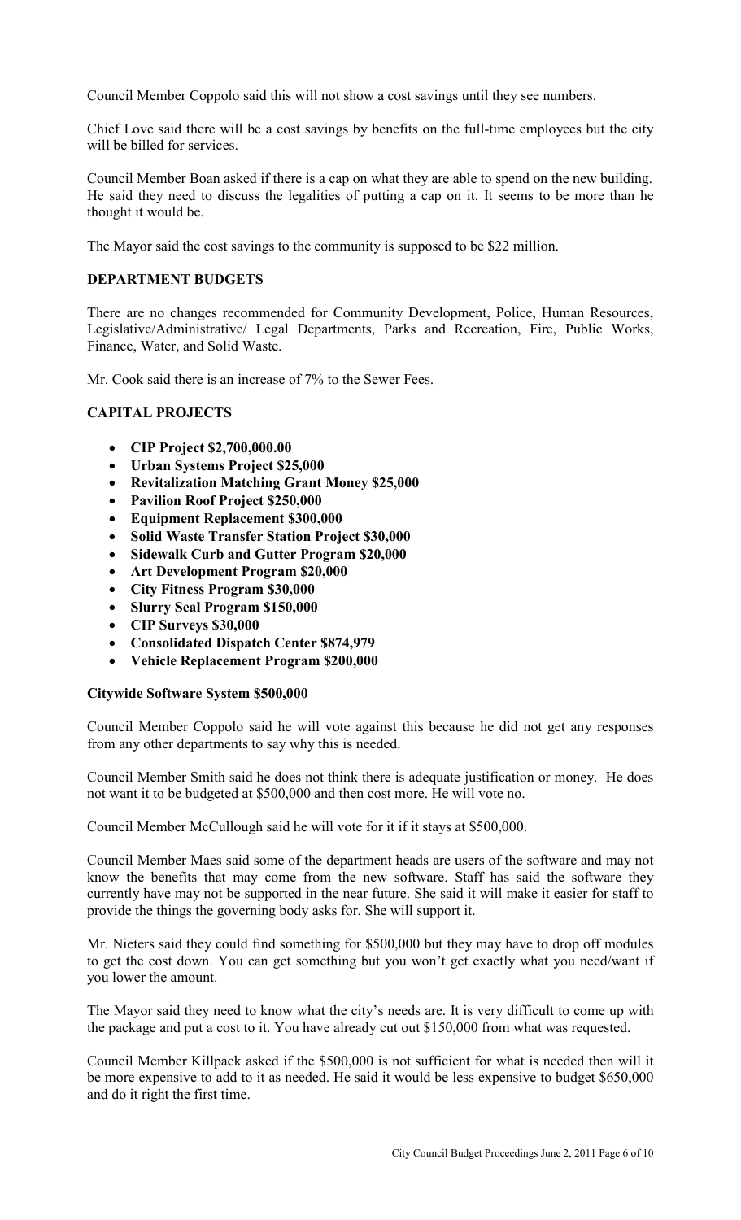Council Member Coppolo said this will not show a cost savings until they see numbers.

Chief Love said there will be a cost savings by benefits on the full-time employees but the city will be billed for services.

Council Member Boan asked if there is a cap on what they are able to spend on the new building. He said they need to discuss the legalities of putting a cap on it. It seems to be more than he thought it would be.

The Mayor said the cost savings to the community is supposed to be $22 million.

**DEPARTMENT BUDGETS**

There are no changes recommended for Community Development, Police, Human Resources, Legislative/Administrative/ Legal Departments, Parks and Recreation, Fire, Public Works, Finance, Water, and Solid Waste.

Mr. Cook said there is an increase of 7% to the Sewer Fees.

**CAPITAL PROJECTS**

- **CIP Project $2,700,000.00**
- **Urban Systems Project $25,000**
- **Revitalization Matching Grant Money $25,000**
- **Pavilion Roof Project $250,000**
- **Equipment Replacement $300,000**
- **Solid Waste Transfer Station Project $30,000**
- **Sidewalk Curb and Gutter Program $20,000**
- **Art Development Program $20,000**
- **City Fitness Program $30,000**
- **Slurry Seal Program $150,000**
- **CIP Surveys $30,000**
- **Consolidated Dispatch Center $874,979**
- **Vehicle Replacement Program $200,000**

**Citywide Software System $500,000**

Council Member Coppolo said he will vote against this because he did not get any responses from any other departments to say why this is needed.

Council Member Smith said he does not think there is adequate justification or money. He does not want it to be budgeted at $500,000 and then cost more. He will vote no.

Council Member McCullough said he will vote for it if it stays at $500,000.

Council Member Maes said some of the department heads are users of the software and may not know the benefits that may come from the new software. Staff has said the software they currently have may not be supported in the near future. She said it will make it easier for staff to provide the things the governing body asks for. She will support it.

Mr. Nieters said they could find something for $500,000 but they may have to drop off modules to get the cost down. You can get something but you won't get exactly what you need/want if you lower the amount.

The Mayor said they need to know what the city's needs are. It is very difficult to come up with the package and put a cost to it. You have already cut out $150,000 from what was requested.

Council Member Killpack asked if the $500,000 is not sufficient for what is needed then will it be more expensive to add to it as needed. He said it would be less expensive to budget $650,000 and do it right the first time.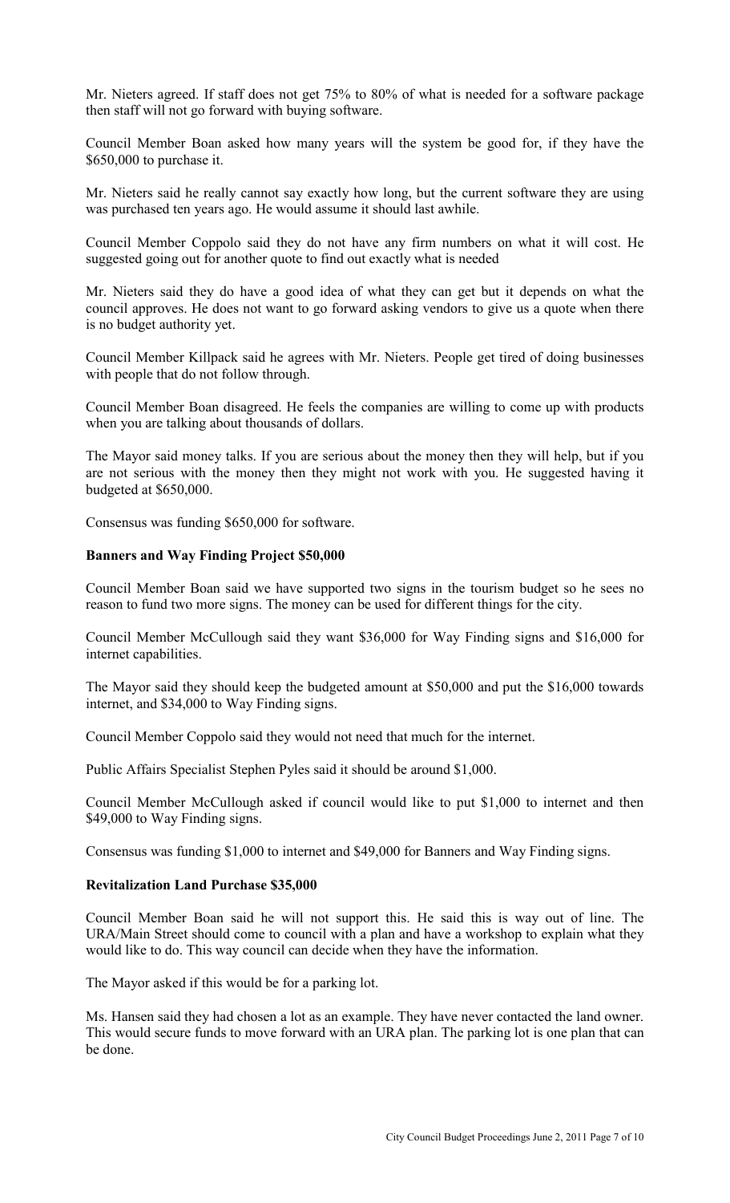Mr. Nieters agreed. If staff does not get 75% to 80% of what is needed for a software package then staff will not go forward with buying software.

Council Member Boan asked how many years will the system be good for, if they have the $650,000 to purchase it.

Mr. Nieters said he really cannot say exactly how long, but the current software they are using was purchased ten years ago. He would assume it should last awhile.

Council Member Coppolo said they do not have any firm numbers on what it will cost. He suggested going out for another quote to find out exactly what is needed

Mr. Nieters said they do have a good idea of what they can get but it depends on what the council approves. He does not want to go forward asking vendors to give us a quote when there is no budget authority yet.

Council Member Killpack said he agrees with Mr. Nieters. People get tired of doing businesses with people that do not follow through.

Council Member Boan disagreed. He feels the companies are willing to come up with products when you are talking about thousands of dollars.

The Mayor said money talks. If you are serious about the money then they will help, but if you are not serious with the money then they might not work with you. He suggested having it budgeted at $650,000.

Consensus was funding $650,000 for software.

**Banners and Way Finding Project $50,000**

Council Member Boan said we have supported two signs in the tourism budget so he sees no reason to fund two more signs. The money can be used for different things for the city.

Council Member McCullough said they want $36,000 for Way Finding signs and $16,000 for internet capabilities.

The Mayor said they should keep the budgeted amount at $50,000 and put the $16,000 towards internet, and $34,000 to Way Finding signs.

Council Member Coppolo said they would not need that much for the internet.

Public Affairs Specialist Stephen Pyles said it should be around $1,000.

Council Member McCullough asked if council would like to put $1,000 to internet and then $49,000 to Way Finding signs.

Consensus was funding $1,000 to internet and $49,000 for Banners and Way Finding signs.

**Revitalization Land Purchase $35,000**

Council Member Boan said he will not support this. He said this is way out of line. The URA/Main Street should come to council with a plan and have a workshop to explain what they would like to do. This way council can decide when they have the information.

The Mayor asked if this would be for a parking lot.

Ms. Hansen said they had chosen a lot as an example. They have never contacted the land owner. This would secure funds to move forward with an URA plan. The parking lot is one plan that can be done.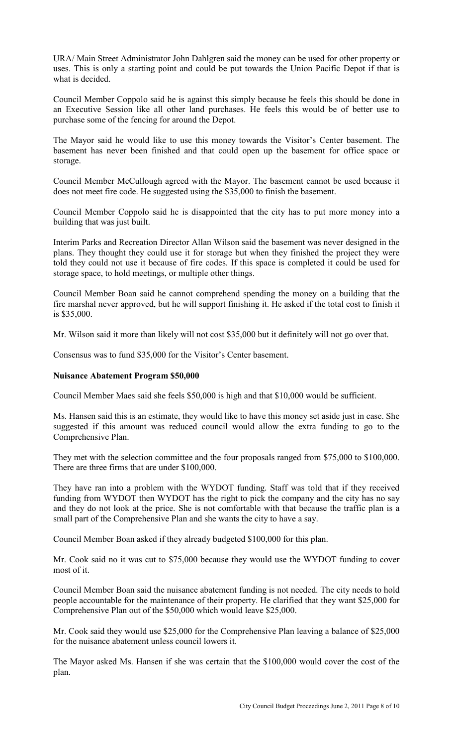URA/ Main Street Administrator John Dahlgren said the money can be used for other property or uses. This is only a starting point and could be put towards the Union Pacific Depot if that is what is decided.

Council Member Coppolo said he is against this simply because he feels this should be done in an Executive Session like all other land purchases. He feels this would be of better use to purchase some of the fencing for around the Depot.

The Mayor said he would like to use this money towards the Visitor's Center basement. The basement has never been finished and that could open up the basement for office space or storage.

Council Member McCullough agreed with the Mayor. The basement cannot be used because it does not meet fire code. He suggested using the $35,000 to finish the basement.

Council Member Coppolo said he is disappointed that the city has to put more money into a building that was just built.

Interim Parks and Recreation Director Allan Wilson said the basement was never designed in the plans. They thought they could use it for storage but when they finished the project they were told they could not use it because of fire codes. If this space is completed it could be used for storage space, to hold meetings, or multiple other things.

Council Member Boan said he cannot comprehend spending the money on a building that the fire marshal never approved, but he will support finishing it. He asked if the total cost to finish it is $35,000.

Mr. Wilson said it more than likely will not cost $35,000 but it definitely will not go over that.

Consensus was to fund $35,000 for the Visitor's Center basement.

**Nuisance Abatement Program $50,000**

Council Member Maes said she feels $50,000 is high and that $10,000 would be sufficient.

Ms. Hansen said this is an estimate, they would like to have this money set aside just in case. She suggested if this amount was reduced council would allow the extra funding to go to the Comprehensive Plan.

They met with the selection committee and the four proposals ranged from $75,000 to $100,000. There are three firms that are under $100,000.

They have ran into a problem with the WYDOT funding. Staff was told that if they received funding from WYDOT then WYDOT has the right to pick the company and the city has no say and they do not look at the price. She is not comfortable with that because the traffic plan is a small part of the Comprehensive Plan and she wants the city to have a say.

Council Member Boan asked if they already budgeted $100,000 for this plan.

Mr. Cook said no it was cut to $75,000 because they would use the WYDOT funding to cover most of it.

Council Member Boan said the nuisance abatement funding is not needed. The city needs to hold people accountable for the maintenance of their property. He clarified that they want $25,000 for Comprehensive Plan out of the $50,000 which would leave $25,000.

Mr. Cook said they would use $25,000 for the Comprehensive Plan leaving a balance of $25,000 for the nuisance abatement unless council lowers it.

The Mayor asked Ms. Hansen if she was certain that the $100,000 would cover the cost of the plan.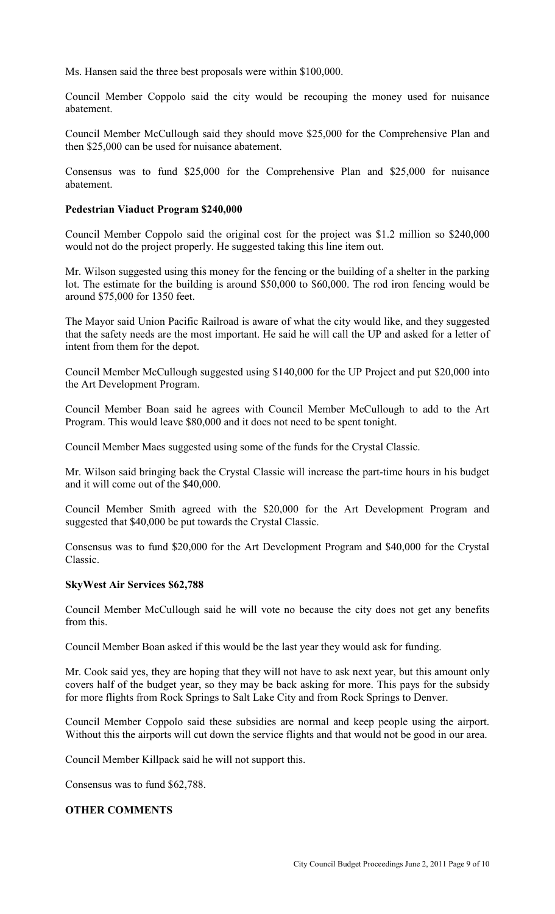Ms. Hansen said the three best proposals were within $100,000.

Council Member Coppolo said the city would be recouping the money used for nuisance abatement.

Council Member McCullough said they should move $25,000 for the Comprehensive Plan and then $25,000 can be used for nuisance abatement.

Consensus was to fund $25,000 for the Comprehensive Plan and $25,000 for nuisance abatement.

**Pedestrian Viaduct Program $240,000**

Council Member Coppolo said the original cost for the project was $1.2 million so $240,000 would not do the project properly. He suggested taking this line item out.

Mr. Wilson suggested using this money for the fencing or the building of a shelter in the parking lot. The estimate for the building is around $50,000 to $60,000. The rod iron fencing would be around $75,000 for 1350 feet.

The Mayor said Union Pacific Railroad is aware of what the city would like, and they suggested that the safety needs are the most important. He said he will call the UP and asked for a letter of intent from them for the depot.

Council Member McCullough suggested using $140,000 for the UP Project and put $20,000 into the Art Development Program.

Council Member Boan said he agrees with Council Member McCullough to add to the Art Program. This would leave $80,000 and it does not need to be spent tonight.

Council Member Maes suggested using some of the funds for the Crystal Classic.

Mr. Wilson said bringing back the Crystal Classic will increase the part-time hours in his budget and it will come out of the $40,000.

Council Member Smith agreed with the $20,000 for the Art Development Program and suggested that $40,000 be put towards the Crystal Classic.

Consensus was to fund $20,000 for the Art Development Program and $40,000 for the Crystal Classic.

**SkyWest Air Services $62,788**

Council Member McCullough said he will vote no because the city does not get any benefits from this.

Council Member Boan asked if this would be the last year they would ask for funding.

Mr. Cook said yes, they are hoping that they will not have to ask next year, but this amount only covers half of the budget year, so they may be back asking for more. This pays for the subsidy for more flights from Rock Springs to Salt Lake City and from Rock Springs to Denver.

Council Member Coppolo said these subsidies are normal and keep people using the airport. Without this the airports will cut down the service flights and that would not be good in our area.

Council Member Killpack said he will not support this.

Consensus was to fund $62,788.

**OTHER COMMENTS**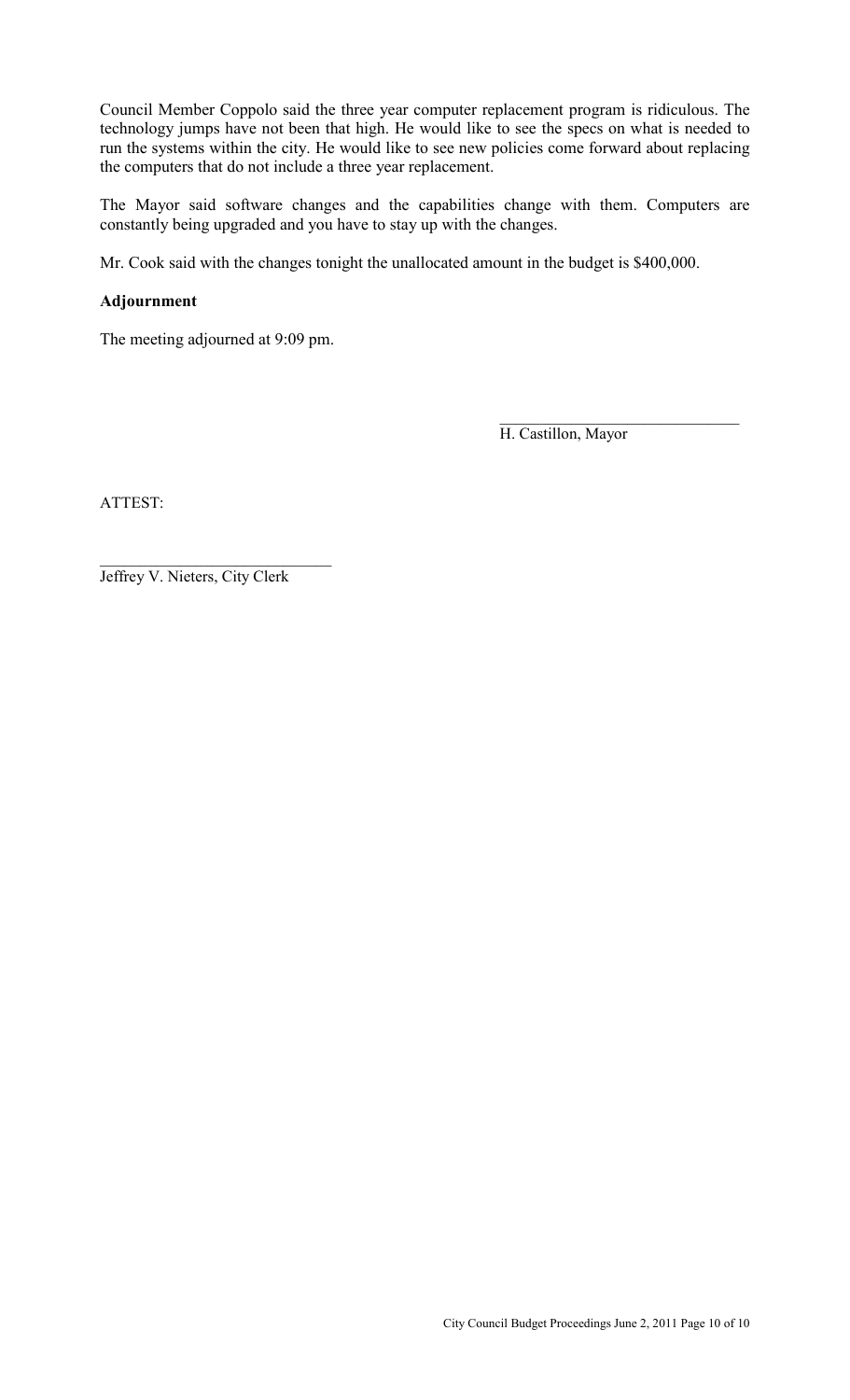Council Member Coppolo said the three year computer replacement program is ridiculous. The technology jumps have not been that high. He would like to see the specs on what is needed to run the systems within the city. He would like to see new policies come forward about replacing the computers that do not include a three year replacement.

The Mayor said software changes and the capabilities change with them. Computers are constantly being upgraded and you have to stay up with the changes.

Mr. Cook said with the changes tonight the unallocated amount in the budget is $400,000.

**Adjournment**

The meeting adjourned at 9:09 pm.

\_\_\_\_\_\_\_\_\_\_\_\_\_\_\_\_\_\_\_\_\_\_\_\_\_\_\_\_\_\_
H. Castillon, Mayor

ATTEST:

\_\_\_\_\_\_\_\_\_\_\_\_\_\_\_\_\_\_\_\_\_\_\_\_\_\_\_\_\_\_
Jeffrey V. Nieters, City Clerk